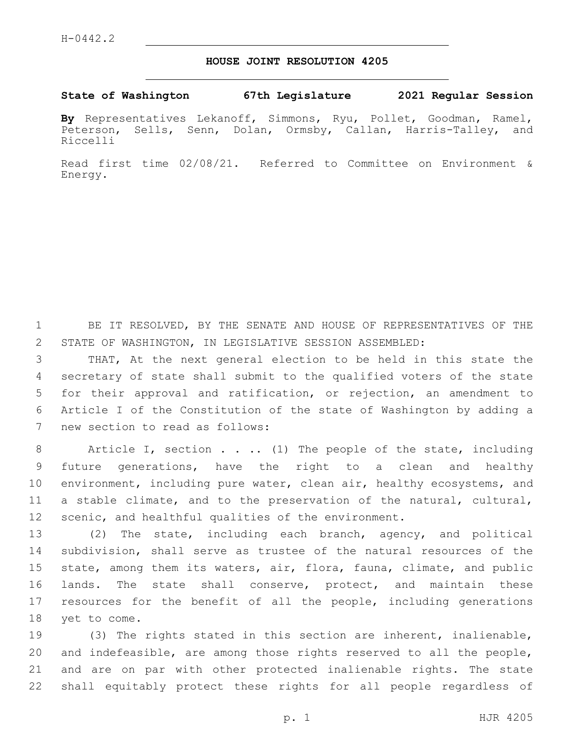H-0442.2

# HOUSE JOINT RESOLUTION 4205

**State of Washington 67th Legislature 2021 Regular Session**

**By** Representatives Lekanoff, Simmons, Ryu, Pollet, Goodman, Ramel, Peterson, Sells, Senn, Dolan, Ormsby, Callan, Harris-Talley, and Riccelli

Read first time 02/08/21. Referred to Committee on Environment & Energy.

BE IT RESOLVED, BY THE SENATE AND HOUSE OF REPRESENTATIVES OF THE STATE OF WASHINGTON, IN LEGISLATIVE SESSION ASSEMBLED:

THAT, At the next general election to be held in this state the secretary of state shall submit to the qualified voters of the state for their approval and ratification, or rejection, an amendment to Article I of the Constitution of the state of Washington by adding a new section to read as follows:

Article I, section . . .. (1) The people of the state, including future generations, have the right to a clean and healthy environment, including pure water, clean air, healthy ecosystems, and a stable climate, and to the preservation of the natural, cultural, scenic, and healthful qualities of the environment.

(2) The state, including each branch, agency, and political subdivision, shall serve as trustee of the natural resources of the state, among them its waters, air, flora, fauna, climate, and public lands. The state shall conserve, protect, and maintain these resources for the benefit of all the people, including generations yet to come.

(3) The rights stated in this section are inherent, inalienable, and indefeasible, are among those rights reserved to all the people, and are on par with other protected inalienable rights. The state shall equitably protect these rights for all people regardless of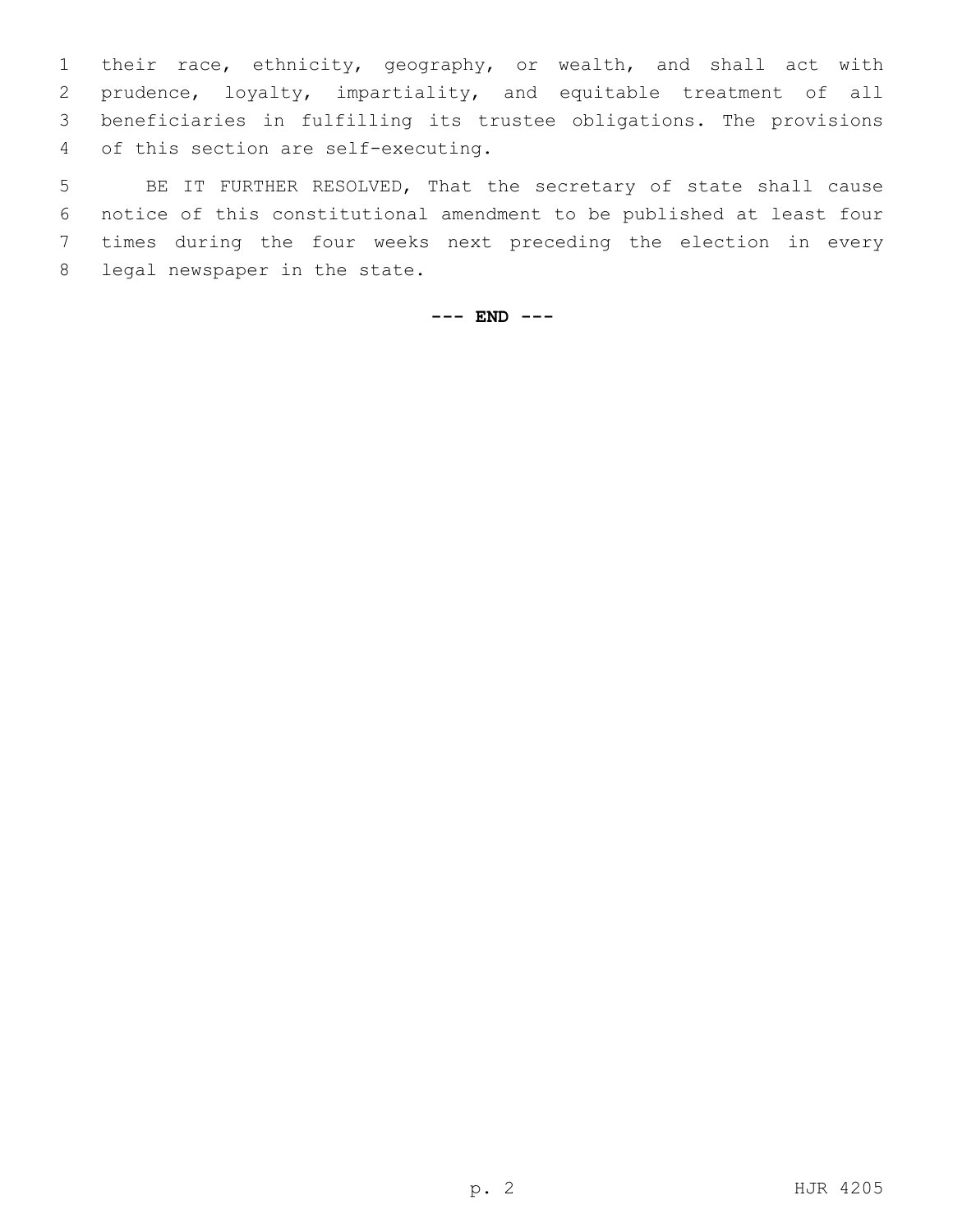their race, ethnicity, geography, or wealth, and shall act with prudence, loyalty, impartiality, and equitable treatment of all beneficiaries in fulfilling its trustee obligations. The provisions of this section are self-executing.

BE IT FURTHER RESOLVED, That the secretary of state shall cause notice of this constitutional amendment to be published at least four times during the four weeks next preceding the election in every legal newspaper in the state.

**--- END ---**